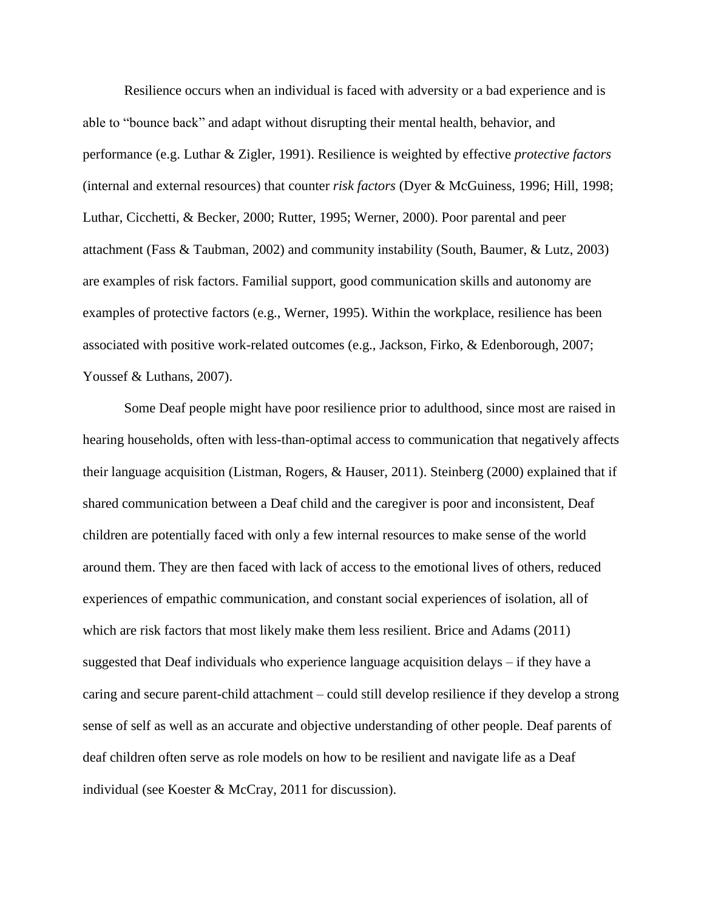Resilience occurs when an individual is faced with adversity or a bad experience and is able to "bounce back" and adapt without disrupting their mental health, behavior, and performance (e.g. Luthar & Zigler, 1991). Resilience is weighted by effective *protective factors* (internal and external resources) that counter *risk factors* (Dyer & McGuiness, 1996; Hill, 1998; Luthar, Cicchetti, & Becker, 2000; Rutter, 1995; Werner, 2000). Poor parental and peer attachment (Fass & Taubman, 2002) and community instability (South, Baumer, & Lutz, 2003) are examples of risk factors. Familial support, good communication skills and autonomy are examples of protective factors (e.g., Werner, 1995). Within the workplace, resilience has been associated with positive work-related outcomes (e.g., Jackson, Firko, & Edenborough, 2007; Youssef & Luthans, 2007).

Some Deaf people might have poor resilience prior to adulthood, since most are raised in hearing households, often with less-than-optimal access to communication that negatively affects their language acquisition (Listman, Rogers, & Hauser, 2011). Steinberg (2000) explained that if shared communication between a Deaf child and the caregiver is poor and inconsistent, Deaf children are potentially faced with only a few internal resources to make sense of the world around them. They are then faced with lack of access to the emotional lives of others, reduced experiences of empathic communication, and constant social experiences of isolation, all of which are risk factors that most likely make them less resilient. Brice and Adams (2011) suggested that Deaf individuals who experience language acquisition delays – if they have a caring and secure parent-child attachment – could still develop resilience if they develop a strong sense of self as well as an accurate and objective understanding of other people. Deaf parents of deaf children often serve as role models on how to be resilient and navigate life as a Deaf individual (see Koester & McCray, 2011 for discussion).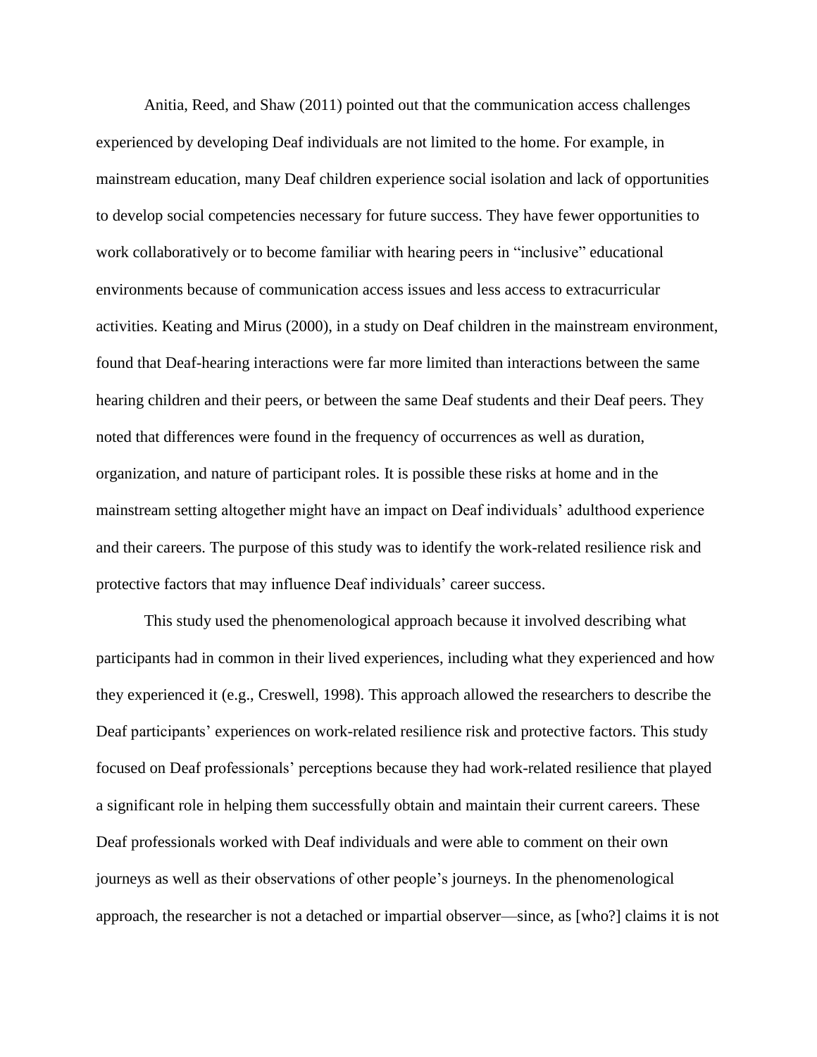Anitia, Reed, and Shaw (2011) pointed out that the communication access challenges experienced by developing Deaf individuals are not limited to the home. For example, in mainstream education, many Deaf children experience social isolation and lack of opportunities to develop social competencies necessary for future success. They have fewer opportunities to work collaboratively or to become familiar with hearing peers in "inclusive" educational environments because of communication access issues and less access to extracurricular activities. Keating and Mirus (2000), in a study on Deaf children in the mainstream environment, found that Deaf-hearing interactions were far more limited than interactions between the same hearing children and their peers, or between the same Deaf students and their Deaf peers. They noted that differences were found in the frequency of occurrences as well as duration, organization, and nature of participant roles. It is possible these risks at home and in the mainstream setting altogether might have an impact on Deaf individuals' adulthood experience and their careers. The purpose of this study was to identify the work-related resilience risk and protective factors that may influence Deaf individuals' career success.

This study used the phenomenological approach because it involved describing what participants had in common in their lived experiences, including what they experienced and how they experienced it (e.g., Creswell, 1998). This approach allowed the researchers to describe the Deaf participants' experiences on work-related resilience risk and protective factors. This study focused on Deaf professionals' perceptions because they had work-related resilience that played a significant role in helping them successfully obtain and maintain their current careers. These Deaf professionals worked with Deaf individuals and were able to comment on their own journeys as well as their observations of other people's journeys. In the phenomenological approach, the researcher is not a detached or impartial observer—since, as [who?] claims it is not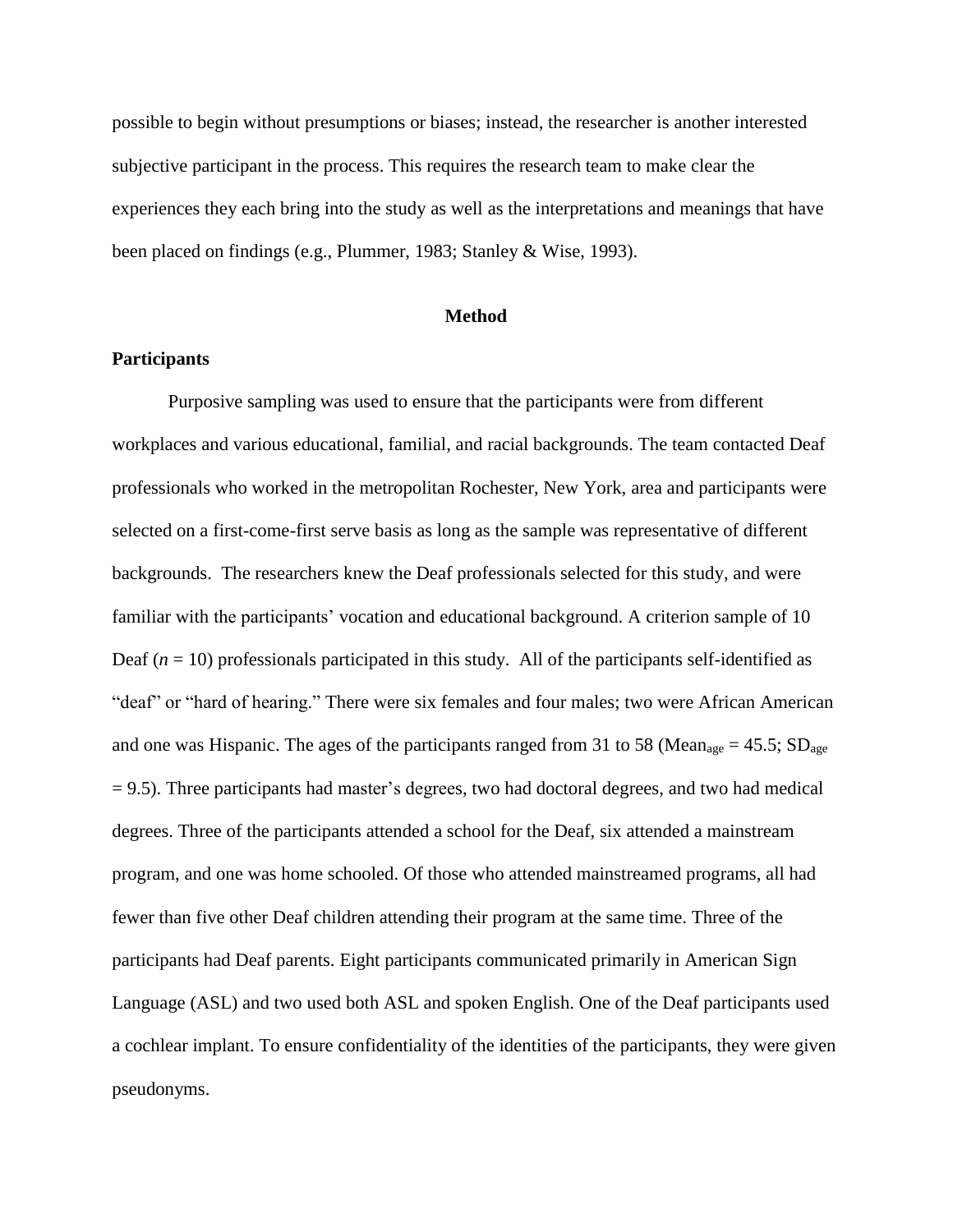possible to begin without presumptions or biases; instead, the researcher is another interested subjective participant in the process. This requires the research team to make clear the experiences they each bring into the study as well as the interpretations and meanings that have been placed on findings (e.g., Plummer, 1983; Stanley & Wise, 1993).

## Method

### Participants

Purposive sampling was used to ensure that the participants were from different workplaces and various educational, familial, and racial backgrounds. The team contacted Deaf professionals who worked in the metropolitan Rochester, New York, area and participants were selected on a first-come-first serve basis as long as the sample was representative of different backgrounds. The researchers knew the Deaf professionals selected for this study, and were familiar with the participants' vocation and educational background. A criterion sample of 10 Deaf ($n$ = 10) professionals participated in this study. All of the participants self-identified as "deaf" or "hard of hearing." There were six females and four males; two were African American and one was Hispanic. The ages of the participants ranged from 31 to 58 ($Mean_{age} = 45.5$; $SD_{age} = 9.5$). Three participants had master's degrees, two had doctoral degrees, and two had medical degrees. Three of the participants attended a school for the Deaf, six attended a mainstream program, and one was home schooled. Of those who attended mainstreamed programs, all had fewer than five other Deaf children attending their program at the same time. Three of the participants had Deaf parents. Eight participants communicated primarily in American Sign Language (ASL) and two used both ASL and spoken English. One of the Deaf participants used a cochlear implant. To ensure confidentiality of the identities of the participants, they were given pseudonyms.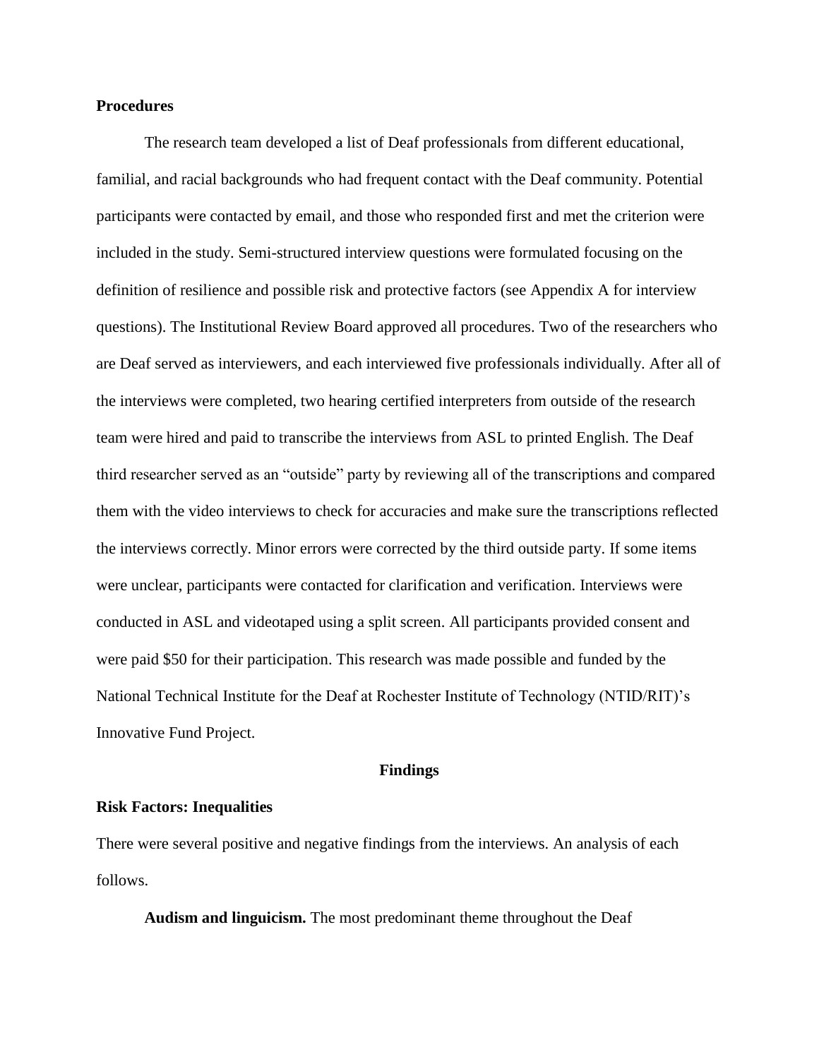**Procedures**

The research team developed a list of Deaf professionals from different educational, familial, and racial backgrounds who had frequent contact with the Deaf community. Potential participants were contacted by email, and those who responded first and met the criterion were included in the study. Semi-structured interview questions were formulated focusing on the definition of resilience and possible risk and protective factors (see Appendix A for interview questions). The Institutional Review Board approved all procedures. Two of the researchers who are Deaf served as interviewers, and each interviewed five professionals individually. After all of the interviews were completed, two hearing certified interpreters from outside of the research team were hired and paid to transcribe the interviews from ASL to printed English. The Deaf third researcher served as an "outside" party by reviewing all of the transcriptions and compared them with the video interviews to check for accuracies and make sure the transcriptions reflected the interviews correctly. Minor errors were corrected by the third outside party. If some items were unclear, participants were contacted for clarification and verification. Interviews were conducted in ASL and videotaped using a split screen. All participants provided consent and were paid $50 for their participation. This research was made possible and funded by the National Technical Institute for the Deaf at Rochester Institute of Technology (NTID/RIT)'s Innovative Fund Project.

## Findings

**Risk Factors: Inequalities**

There were several positive and negative findings from the interviews. An analysis of each follows.

**Audism and linguicism.** The most predominant theme throughout the Deaf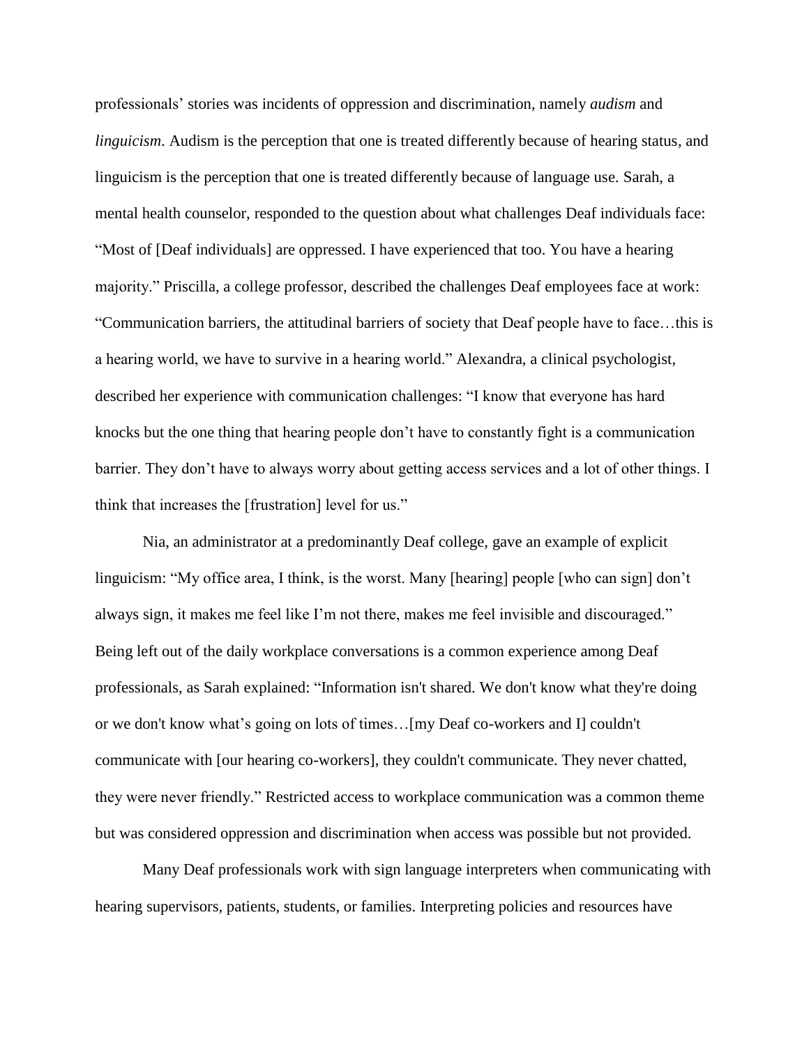professionals' stories was incidents of oppression and discrimination, namely *audism* and *linguicism*. Audism is the perception that one is treated differently because of hearing status, and linguicism is the perception that one is treated differently because of language use. Sarah, a mental health counselor, responded to the question about what challenges Deaf individuals face: "Most of [Deaf individuals] are oppressed. I have experienced that too. You have a hearing majority." Priscilla, a college professor, described the challenges Deaf employees face at work: "Communication barriers, the attitudinal barriers of society that Deaf people have to face…this is a hearing world, we have to survive in a hearing world." Alexandra, a clinical psychologist, described her experience with communication challenges: "I know that everyone has hard knocks but the one thing that hearing people don't have to constantly fight is a communication barrier. They don't have to always worry about getting access services and a lot of other things. I think that increases the [frustration] level for us."

Nia, an administrator at a predominantly Deaf college, gave an example of explicit linguicism: "My office area, I think, is the worst. Many [hearing] people [who can sign] don't always sign, it makes me feel like I'm not there, makes me feel invisible and discouraged." Being left out of the daily workplace conversations is a common experience among Deaf professionals, as Sarah explained: "Information isn't shared. We don't know what they're doing or we don't know what's going on lots of times…[my Deaf co-workers and I] couldn't communicate with [our hearing co-workers], they couldn't communicate. They never chatted, they were never friendly." Restricted access to workplace communication was a common theme but was considered oppression and discrimination when access was possible but not provided.

Many Deaf professionals work with sign language interpreters when communicating with hearing supervisors, patients, students, or families. Interpreting policies and resources have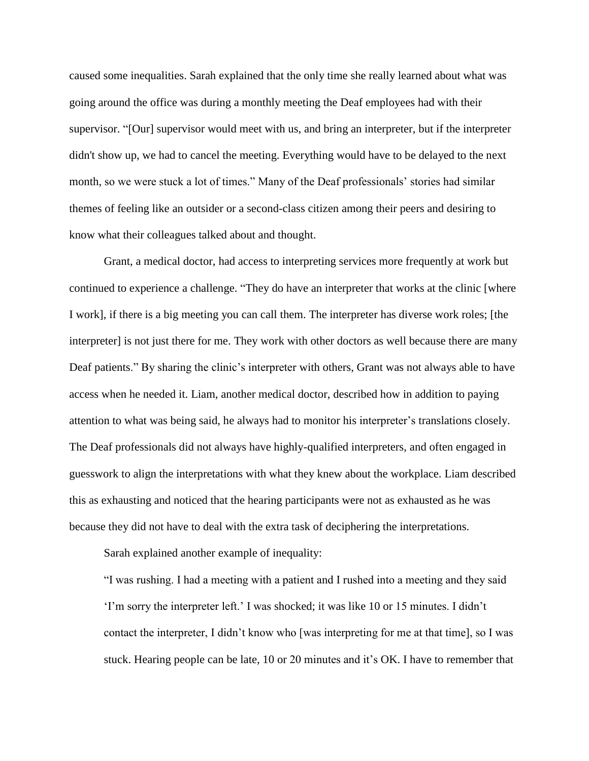caused some inequalities. Sarah explained that the only time she really learned about what was going around the office was during a monthly meeting the Deaf employees had with their supervisor. "[Our] supervisor would meet with us, and bring an interpreter, but if the interpreter didn't show up, we had to cancel the meeting. Everything would have to be delayed to the next month, so we were stuck a lot of times." Many of the Deaf professionals' stories had similar themes of feeling like an outsider or a second-class citizen among their peers and desiring to know what their colleagues talked about and thought.

Grant, a medical doctor, had access to interpreting services more frequently at work but continued to experience a challenge. "They do have an interpreter that works at the clinic [where I work], if there is a big meeting you can call them. The interpreter has diverse work roles; [the interpreter] is not just there for me. They work with other doctors as well because there are many Deaf patients." By sharing the clinic's interpreter with others, Grant was not always able to have access when he needed it. Liam, another medical doctor, described how in addition to paying attention to what was being said, he always had to monitor his interpreter's translations closely. The Deaf professionals did not always have highly-qualified interpreters, and often engaged in guesswork to align the interpretations with what they knew about the workplace. Liam described this as exhausting and noticed that the hearing participants were not as exhausted as he was because they did not have to deal with the extra task of deciphering the interpretations.

Sarah explained another example of inequality:

> "I was rushing. I had a meeting with a patient and I rushed into a meeting and they said 'I'm sorry the interpreter left.' I was shocked; it was like 10 or 15 minutes. I didn't contact the interpreter, I didn't know who [was interpreting for me at that time], so I was stuck. Hearing people can be late, 10 or 20 minutes and it's OK. I have to remember that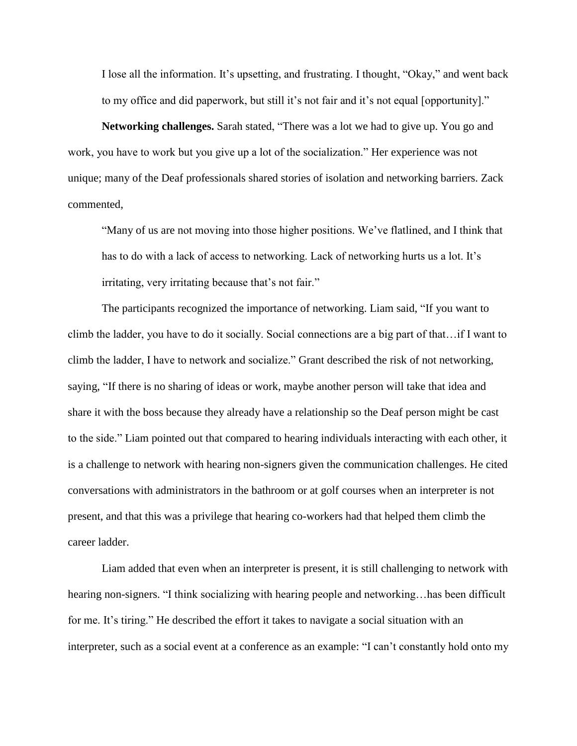I lose all the information. It's upsetting, and frustrating. I thought, "Okay," and went back to my office and did paperwork, but still it's not fair and it's not equal [opportunity]."

**Networking challenges.** Sarah stated, "There was a lot we had to give up. You go and work, you have to work but you give up a lot of the socialization." Her experience was not unique; many of the Deaf professionals shared stories of isolation and networking barriers. Zack commented,

> "Many of us are not moving into those higher positions. We've flatlined, and I think that has to do with a lack of access to networking. Lack of networking hurts us a lot. It's irritating, very irritating because that's not fair."

The participants recognized the importance of networking. Liam said, "If you want to climb the ladder, you have to do it socially. Social connections are a big part of that…if I want to climb the ladder, I have to network and socialize." Grant described the risk of not networking, saying, "If there is no sharing of ideas or work, maybe another person will take that idea and share it with the boss because they already have a relationship so the Deaf person might be cast to the side." Liam pointed out that compared to hearing individuals interacting with each other, it is a challenge to network with hearing non-signers given the communication challenges. He cited conversations with administrators in the bathroom or at golf courses when an interpreter is not present, and that this was a privilege that hearing co-workers had that helped them climb the career ladder.

Liam added that even when an interpreter is present, it is still challenging to network with hearing non-signers. "I think socializing with hearing people and networking…has been difficult for me. It's tiring." He described the effort it takes to navigate a social situation with an interpreter, such as a social event at a conference as an example: "I can't constantly hold onto my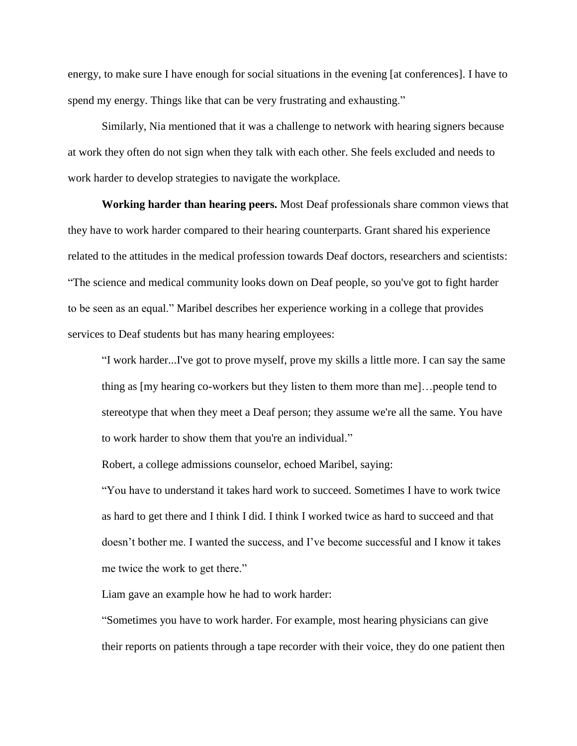energy, to make sure I have enough for social situations in the evening [at conferences]. I have to spend my energy. Things like that can be very frustrating and exhausting."

Similarly, Nia mentioned that it was a challenge to network with hearing signers because at work they often do not sign when they talk with each other. She feels excluded and needs to work harder to develop strategies to navigate the workplace.

**Working harder than hearing peers.** Most Deaf professionals share common views that they have to work harder compared to their hearing counterparts. Grant shared his experience related to the attitudes in the medical profession towards Deaf doctors, researchers and scientists: "The science and medical community looks down on Deaf people, so you've got to fight harder to be seen as an equal." Maribel describes her experience working in a college that provides services to Deaf students but has many hearing employees:

> "I work harder...I've got to prove myself, prove my skills a little more. I can say the same thing as [my hearing co-workers but they listen to them more than me]…people tend to stereotype that when they meet a Deaf person; they assume we're all the same. You have to work harder to show them that you're an individual."

Robert, a college admissions counselor, echoed Maribel, saying:

> "You have to understand it takes hard work to succeed. Sometimes I have to work twice as hard to get there and I think I did. I think I worked twice as hard to succeed and that doesn't bother me. I wanted the success, and I've become successful and I know it takes me twice the work to get there."

Liam gave an example how he had to work harder:

> "Sometimes you have to work harder. For example, most hearing physicians can give their reports on patients through a tape recorder with their voice, they do one patient then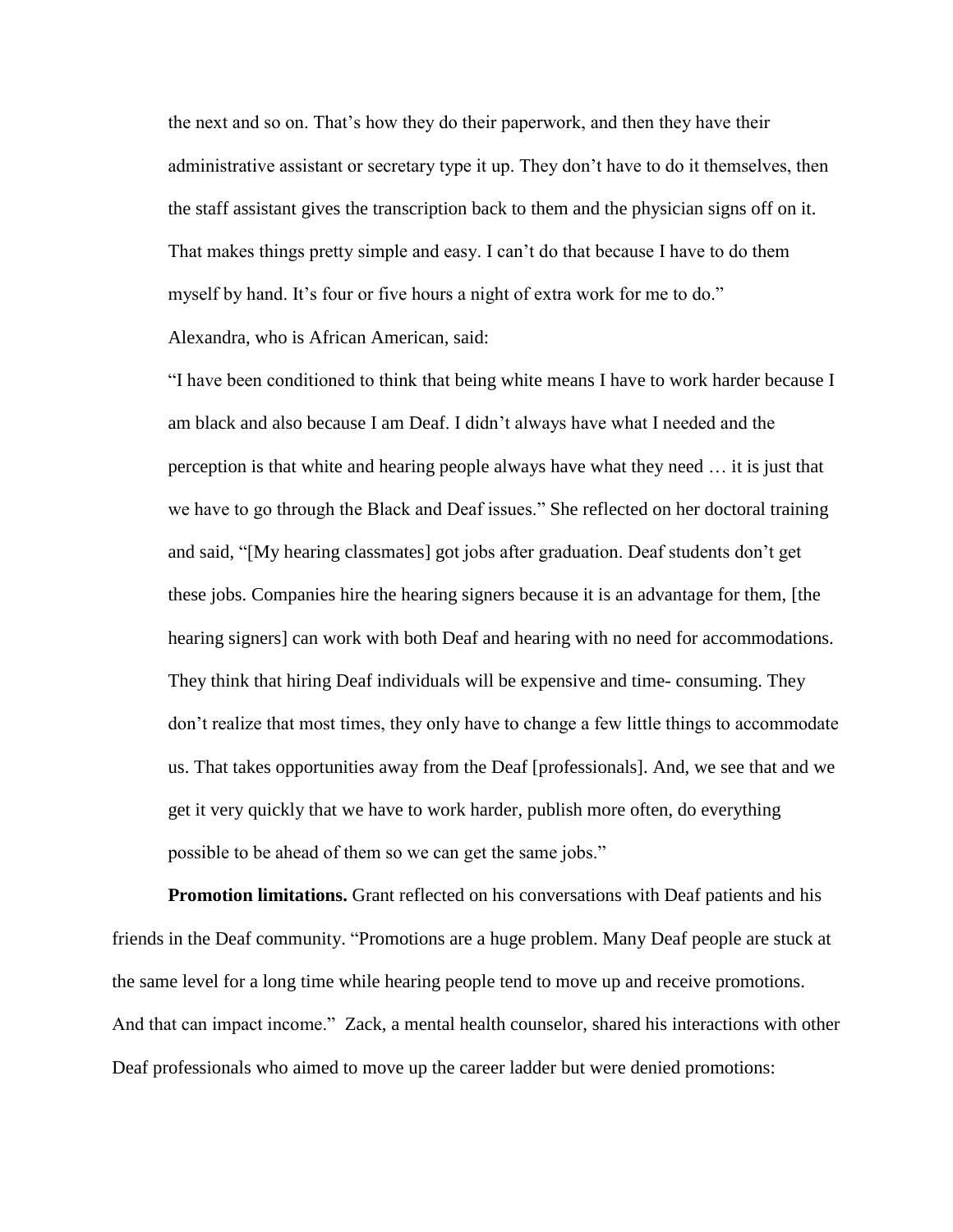the next and so on. That's how they do their paperwork, and then they have their administrative assistant or secretary type it up. They don't have to do it themselves, then the staff assistant gives the transcription back to them and the physician signs off on it. That makes things pretty simple and easy. I can't do that because I have to do them myself by hand. It's four or five hours a night of extra work for me to do."

Alexandra, who is African American, said:

"I have been conditioned to think that being white means I have to work harder because I am black and also because I am Deaf. I didn't always have what I needed and the perception is that white and hearing people always have what they need … it is just that we have to go through the Black and Deaf issues." She reflected on her doctoral training and said, "[My hearing classmates] got jobs after graduation. Deaf students don't get these jobs. Companies hire the hearing signers because it is an advantage for them, [the hearing signers] can work with both Deaf and hearing with no need for accommodations. They think that hiring Deaf individuals will be expensive and time- consuming. They don't realize that most times, they only have to change a few little things to accommodate us. That takes opportunities away from the Deaf [professionals]. And, we see that and we get it very quickly that we have to work harder, publish more often, do everything possible to be ahead of them so we can get the same jobs."

**Promotion limitations.** Grant reflected on his conversations with Deaf patients and his friends in the Deaf community. "Promotions are a huge problem. Many Deaf people are stuck at the same level for a long time while hearing people tend to move up and receive promotions. And that can impact income." Zack, a mental health counselor, shared his interactions with other Deaf professionals who aimed to move up the career ladder but were denied promotions: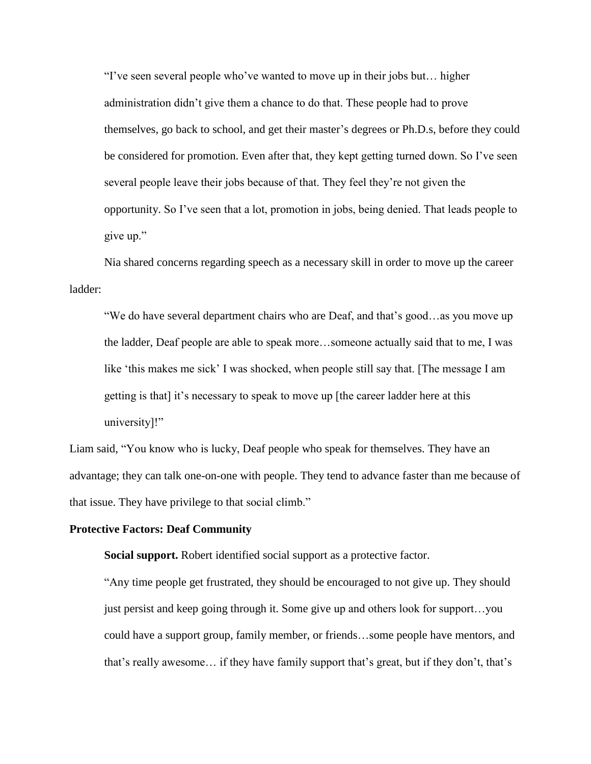"I've seen several people who've wanted to move up in their jobs but… higher administration didn't give them a chance to do that. These people had to prove themselves, go back to school, and get their master's degrees or Ph.D.s, before they could be considered for promotion. Even after that, they kept getting turned down. So I've seen several people leave their jobs because of that. They feel they're not given the opportunity. So I've seen that a lot, promotion in jobs, being denied. That leads people to give up."

Nia shared concerns regarding speech as a necessary skill in order to move up the career ladder:

"We do have several department chairs who are Deaf, and that's good…as you move up the ladder, Deaf people are able to speak more…someone actually said that to me, I was like 'this makes me sick' I was shocked, when people still say that. [The message I am getting is that] it's necessary to speak to move up [the career ladder here at this university]!"

Liam said, "You know who is lucky, Deaf people who speak for themselves. They have an advantage; they can talk one-on-one with people. They tend to advance faster than me because of that issue. They have privilege to that social climb."

**Protective Factors: Deaf Community**

**Social support.** Robert identified social support as a protective factor.

"Any time people get frustrated, they should be encouraged to not give up. They should just persist and keep going through it. Some give up and others look for support…you could have a support group, family member, or friends…some people have mentors, and that's really awesome… if they have family support that's great, but if they don't, that's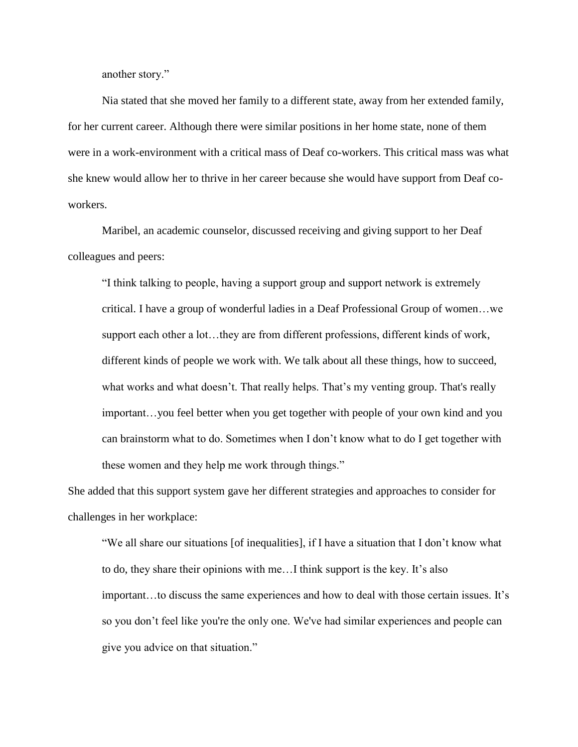another story."

Nia stated that she moved her family to a different state, away from her extended family, for her current career. Although there were similar positions in her home state, none of them were in a work-environment with a critical mass of Deaf co-workers. This critical mass was what she knew would allow her to thrive in her career because she would have support from Deaf co-workers.

Maribel, an academic counselor, discussed receiving and giving support to her Deaf colleagues and peers:

> "I think talking to people, having a support group and support network is extremely critical. I have a group of wonderful ladies in a Deaf Professional Group of women…we support each other a lot…they are from different professions, different kinds of work, different kinds of people we work with. We talk about all these things, how to succeed, what works and what doesn't. That really helps. That's my venting group. That's really important…you feel better when you get together with people of your own kind and you can brainstorm what to do. Sometimes when I don't know what to do I get together with these women and they help me work through things."

She added that this support system gave her different strategies and approaches to consider for challenges in her workplace:

> "We all share our situations [of inequalities], if I have a situation that I don't know what to do, they share their opinions with me…I think support is the key. It's also important…to discuss the same experiences and how to deal with those certain issues. It's so you don't feel like you're the only one. We've had similar experiences and people can give you advice on that situation."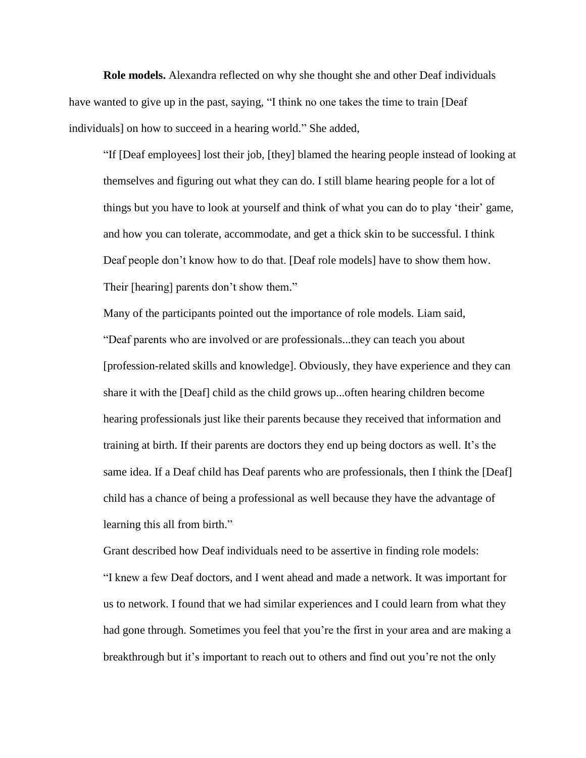**Role models.** Alexandra reflected on why she thought she and other Deaf individuals have wanted to give up in the past, saying, "I think no one takes the time to train [Deaf individuals] on how to succeed in a hearing world." She added,

> "If [Deaf employees] lost their job, [they] blamed the hearing people instead of looking at themselves and figuring out what they can do. I still blame hearing people for a lot of things but you have to look at yourself and think of what you can do to play 'their' game, and how you can tolerate, accommodate, and get a thick skin to be successful. I think Deaf people don't know how to do that. [Deaf role models] have to show them how. Their [hearing] parents don't show them."

Many of the participants pointed out the importance of role models. Liam said,

> "Deaf parents who are involved or are professionals...they can teach you about [profession-related skills and knowledge]. Obviously, they have experience and they can share it with the [Deaf] child as the child grows up...often hearing children become hearing professionals just like their parents because they received that information and training at birth. If their parents are doctors they end up being doctors as well. It's the same idea. If a Deaf child has Deaf parents who are professionals, then I think the [Deaf] child has a chance of being a professional as well because they have the advantage of learning this all from birth."

Grant described how Deaf individuals need to be assertive in finding role models:

> "I knew a few Deaf doctors, and I went ahead and made a network. It was important for us to network. I found that we had similar experiences and I could learn from what they had gone through. Sometimes you feel that you're the first in your area and are making a breakthrough but it's important to reach out to others and find out you're not the only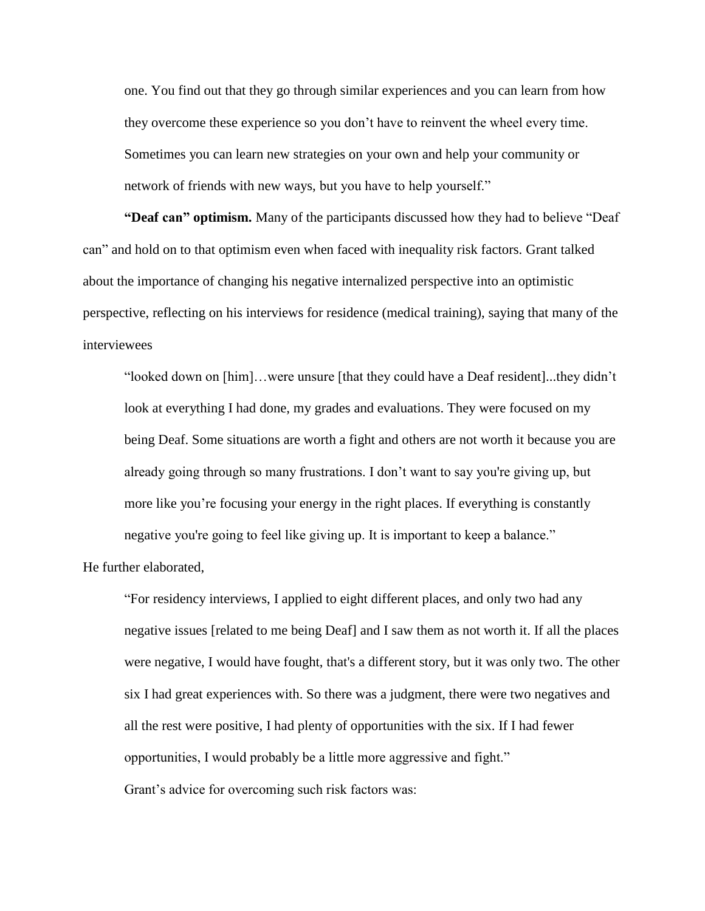> one. You find out that they go through similar experiences and you can learn from how they overcome these experience so you don't have to reinvent the wheel every time. Sometimes you can learn new strategies on your own and help your community or network of friends with new ways, but you have to help yourself."

**"Deaf can" optimism.** Many of the participants discussed how they had to believe "Deaf can" and hold on to that optimism even when faced with inequality risk factors. Grant talked about the importance of changing his negative internalized perspective into an optimistic perspective, reflecting on his interviews for residence (medical training), saying that many of the interviewees

> "looked down on [him]…were unsure [that they could have a Deaf resident]...they didn't look at everything I had done, my grades and evaluations. They were focused on my being Deaf. Some situations are worth a fight and others are not worth it because you are already going through so many frustrations. I don't want to say you're giving up, but more like you're focusing your energy in the right places. If everything is constantly negative you're going to feel like giving up. It is important to keep a balance."

He further elaborated,

> "For residency interviews, I applied to eight different places, and only two had any negative issues [related to me being Deaf] and I saw them as not worth it. If all the places were negative, I would have fought, that's a different story, but it was only two. The other six I had great experiences with. So there was a judgment, there were two negatives and all the rest were positive, I had plenty of opportunities with the six. If I had fewer opportunities, I would probably be a little more aggressive and fight."

Grant's advice for overcoming such risk factors was: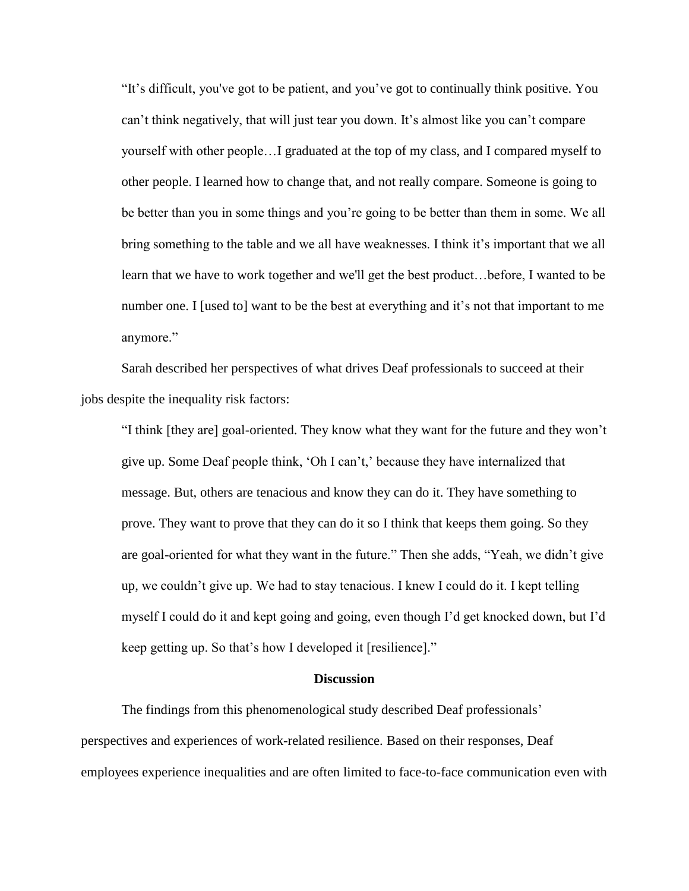> "It's difficult, you've got to be patient, and you've got to continually think positive. You can't think negatively, that will just tear you down. It's almost like you can't compare yourself with other people…I graduated at the top of my class, and I compared myself to other people. I learned how to change that, and not really compare. Someone is going to be better than you in some things and you're going to be better than them in some. We all bring something to the table and we all have weaknesses. I think it's important that we all learn that we have to work together and we'll get the best product…before, I wanted to be number one. I [used to] want to be the best at everything and it's not that important to me anymore."

Sarah described her perspectives of what drives Deaf professionals to succeed at their jobs despite the inequality risk factors:

> "I think [they are] goal-oriented. They know what they want for the future and they won't give up. Some Deaf people think, 'Oh I can't,' because they have internalized that message. But, others are tenacious and know they can do it. They have something to prove. They want to prove that they can do it so I think that keeps them going. So they are goal-oriented for what they want in the future." Then she adds, "Yeah, we didn't give up, we couldn't give up. We had to stay tenacious. I knew I could do it. I kept telling myself I could do it and kept going and going, even though I'd get knocked down, but I'd keep getting up. So that's how I developed it [resilience]."

## Discussion

The findings from this phenomenological study described Deaf professionals' perspectives and experiences of work-related resilience. Based on their responses, Deaf employees experience inequalities and are often limited to face-to-face communication even with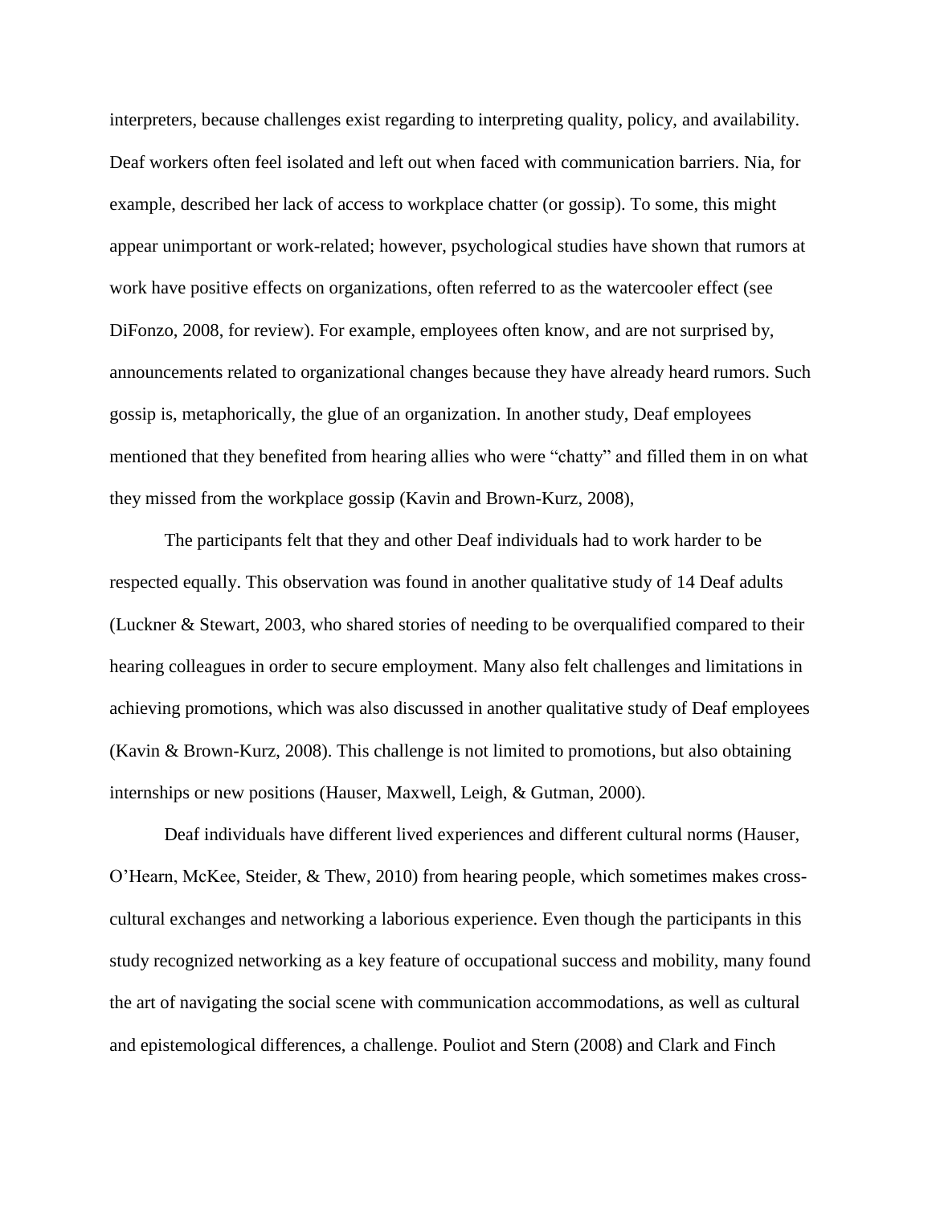interpreters, because challenges exist regarding to interpreting quality, policy, and availability. Deaf workers often feel isolated and left out when faced with communication barriers. Nia, for example, described her lack of access to workplace chatter (or gossip). To some, this might appear unimportant or work-related; however, psychological studies have shown that rumors at work have positive effects on organizations, often referred to as the watercooler effect (see DiFonzo, 2008, for review). For example, employees often know, and are not surprised by, announcements related to organizational changes because they have already heard rumors. Such gossip is, metaphorically, the glue of an organization. In another study, Deaf employees mentioned that they benefited from hearing allies who were "chatty" and filled them in on what they missed from the workplace gossip (Kavin and Brown-Kurz, 2008),

The participants felt that they and other Deaf individuals had to work harder to be respected equally. This observation was found in another qualitative study of 14 Deaf adults (Luckner & Stewart, 2003, who shared stories of needing to be overqualified compared to their hearing colleagues in order to secure employment. Many also felt challenges and limitations in achieving promotions, which was also discussed in another qualitative study of Deaf employees (Kavin & Brown-Kurz, 2008). This challenge is not limited to promotions, but also obtaining internships or new positions (Hauser, Maxwell, Leigh, & Gutman, 2000).

Deaf individuals have different lived experiences and different cultural norms (Hauser, O'Hearn, McKee, Steider, & Thew, 2010) from hearing people, which sometimes makes cross-cultural exchanges and networking a laborious experience. Even though the participants in this study recognized networking as a key feature of occupational success and mobility, many found the art of navigating the social scene with communication accommodations, as well as cultural and epistemological differences, a challenge. Pouliot and Stern (2008) and Clark and Finch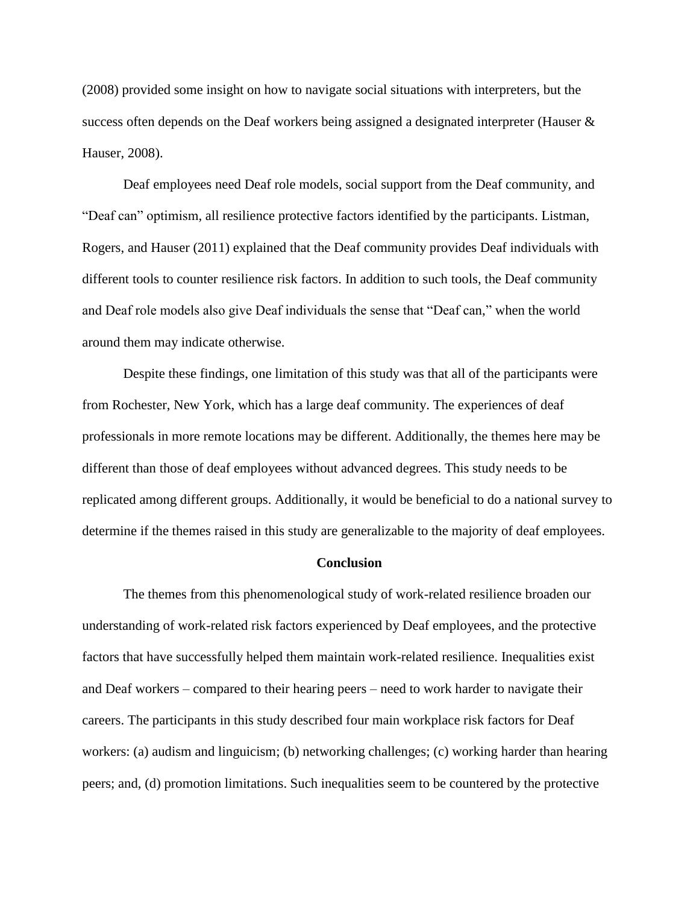(2008) provided some insight on how to navigate social situations with interpreters, but the success often depends on the Deaf workers being assigned a designated interpreter (Hauser & Hauser, 2008).

Deaf employees need Deaf role models, social support from the Deaf community, and "Deaf can" optimism, all resilience protective factors identified by the participants. Listman, Rogers, and Hauser (2011) explained that the Deaf community provides Deaf individuals with different tools to counter resilience risk factors. In addition to such tools, the Deaf community and Deaf role models also give Deaf individuals the sense that "Deaf can," when the world around them may indicate otherwise.

Despite these findings, one limitation of this study was that all of the participants were from Rochester, New York, which has a large deaf community. The experiences of deaf professionals in more remote locations may be different. Additionally, the themes here may be different than those of deaf employees without advanced degrees. This study needs to be replicated among different groups. Additionally, it would be beneficial to do a national survey to determine if the themes raised in this study are generalizable to the majority of deaf employees.

## Conclusion

The themes from this phenomenological study of work-related resilience broaden our understanding of work-related risk factors experienced by Deaf employees, and the protective factors that have successfully helped them maintain work-related resilience. Inequalities exist and Deaf workers – compared to their hearing peers – need to work harder to navigate their careers. The participants in this study described four main workplace risk factors for Deaf workers: (a) audism and linguicism; (b) networking challenges; (c) working harder than hearing peers; and, (d) promotion limitations. Such inequalities seem to be countered by the protective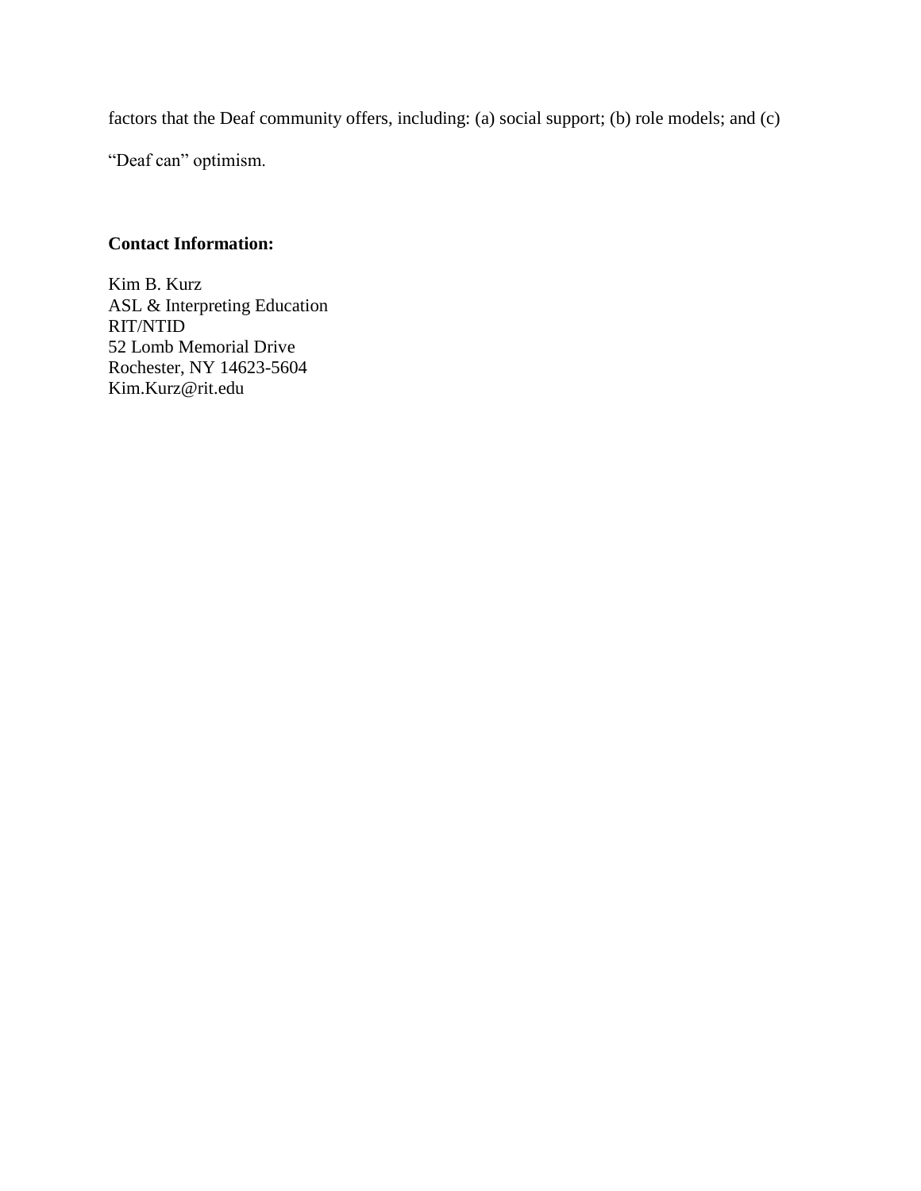factors that the Deaf community offers, including: (a) social support; (b) role models; and (c) "Deaf can" optimism.

**Contact Information:**

Kim B. Kurz
ASL & Interpreting Education
RIT/NTID
52 Lomb Memorial Drive
Rochester, NY 14623-5604
Kim.Kurz@rit.edu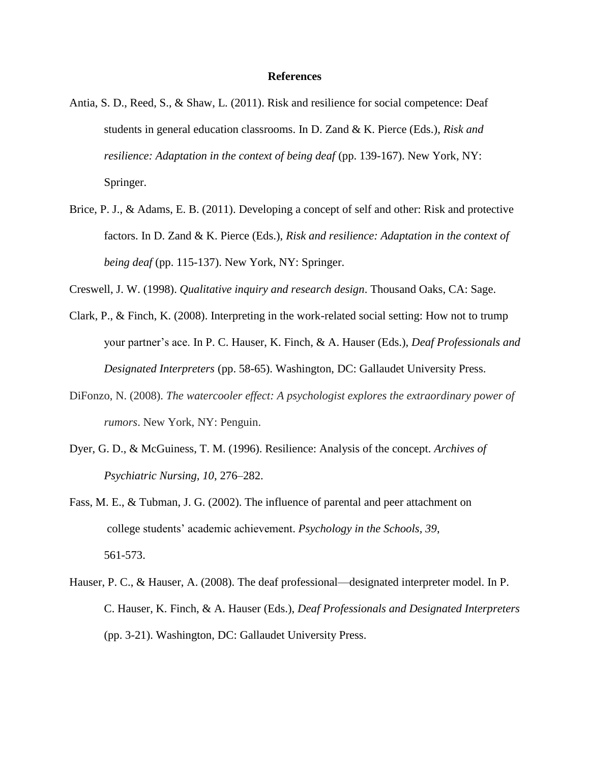**References**

Antia, S. D., Reed, S., & Shaw, L. (2011). Risk and resilience for social competence: Deaf students in general education classrooms. In D. Zand & K. Pierce (Eds.), *Risk and resilience: Adaptation in the context of being deaf* (pp. 139-167). New York, NY: Springer.

Brice, P. J., & Adams, E. B. (2011). Developing a concept of self and other: Risk and protective factors. In D. Zand & K. Pierce (Eds.), *Risk and resilience: Adaptation in the context of being deaf* (pp. 115-137). New York, NY: Springer.

Creswell, J. W. (1998). *Qualitative inquiry and research design*. Thousand Oaks, CA: Sage.

Clark, P., & Finch, K. (2008). Interpreting in the work-related social setting: How not to trump your partner's ace. In P. C. Hauser, K. Finch, & A. Hauser (Eds.), *Deaf Professionals and Designated Interpreters* (pp. 58-65). Washington, DC: Gallaudet University Press.

DiFonzo, N. (2008). *The watercooler effect: A psychologist explores the extraordinary power of rumors*. New York, NY: Penguin.

Dyer, G. D., & McGuiness, T. M. (1996). Resilience: Analysis of the concept. *Archives of Psychiatric Nursing, 10*, 276–282.

Fass, M. E., & Tubman, J. G. (2002). The influence of parental and peer attachment on college students' academic achievement. *Psychology in the Schools, 39*, 561-573.

Hauser, P. C., & Hauser, A. (2008). The deaf professional—designated interpreter model. In P. C. Hauser, K. Finch, & A. Hauser (Eds.), *Deaf Professionals and Designated Interpreters* (pp. 3-21). Washington, DC: Gallaudet University Press.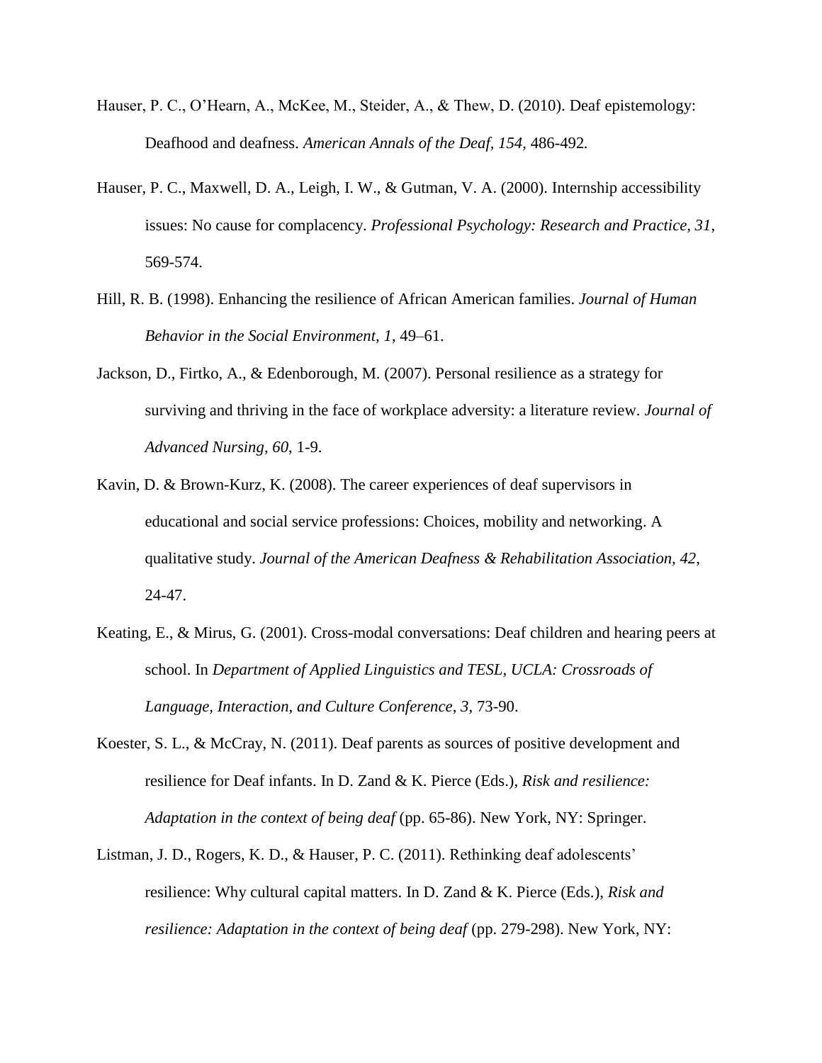Hauser, P. C., O'Hearn, A., McKee, M., Steider, A., & Thew, D. (2010). Deaf epistemology: Deafhood and deafness. *American Annals of the Deaf, 154*, 486-492.

Hauser, P. C., Maxwell, D. A., Leigh, I. W., & Gutman, V. A. (2000). Internship accessibility issues: No cause for complacency. *Professional Psychology: Research and Practice, 31*, 569-574.

Hill, R. B. (1998). Enhancing the resilience of African American families. *Journal of Human Behavior in the Social Environment, 1*, 49–61.

Jackson, D., Firtko, A., & Edenborough, M. (2007). Personal resilience as a strategy for surviving and thriving in the face of workplace adversity: a literature review. *Journal of Advanced Nursing*, *60*, 1-9.

Kavin, D. & Brown-Kurz, K. (2008). The career experiences of deaf supervisors in educational and social service professions: Choices, mobility and networking. A qualitative study. *Journal of the American Deafness & Rehabilitation Association, 42*, 24-47.

Keating, E., & Mirus, G. (2001). Cross-modal conversations: Deaf children and hearing peers at school. In *Department of Applied Linguistics and TESL, UCLA: Crossroads of Language, Interaction, and Culture Conference*, *3*, 73-90.

Koester, S. L., & McCray, N. (2011). Deaf parents as sources of positive development and resilience for Deaf infants. In D. Zand & K. Pierce (Eds.), *Risk and resilience: Adaptation in the context of being deaf* (pp. 65-86). New York, NY: Springer.

Listman, J. D., Rogers, K. D., & Hauser, P. C. (2011). Rethinking deaf adolescents' resilience: Why cultural capital matters. In D. Zand & K. Pierce (Eds.), *Risk and resilience: Adaptation in the context of being deaf* (pp. 279-298). New York, NY: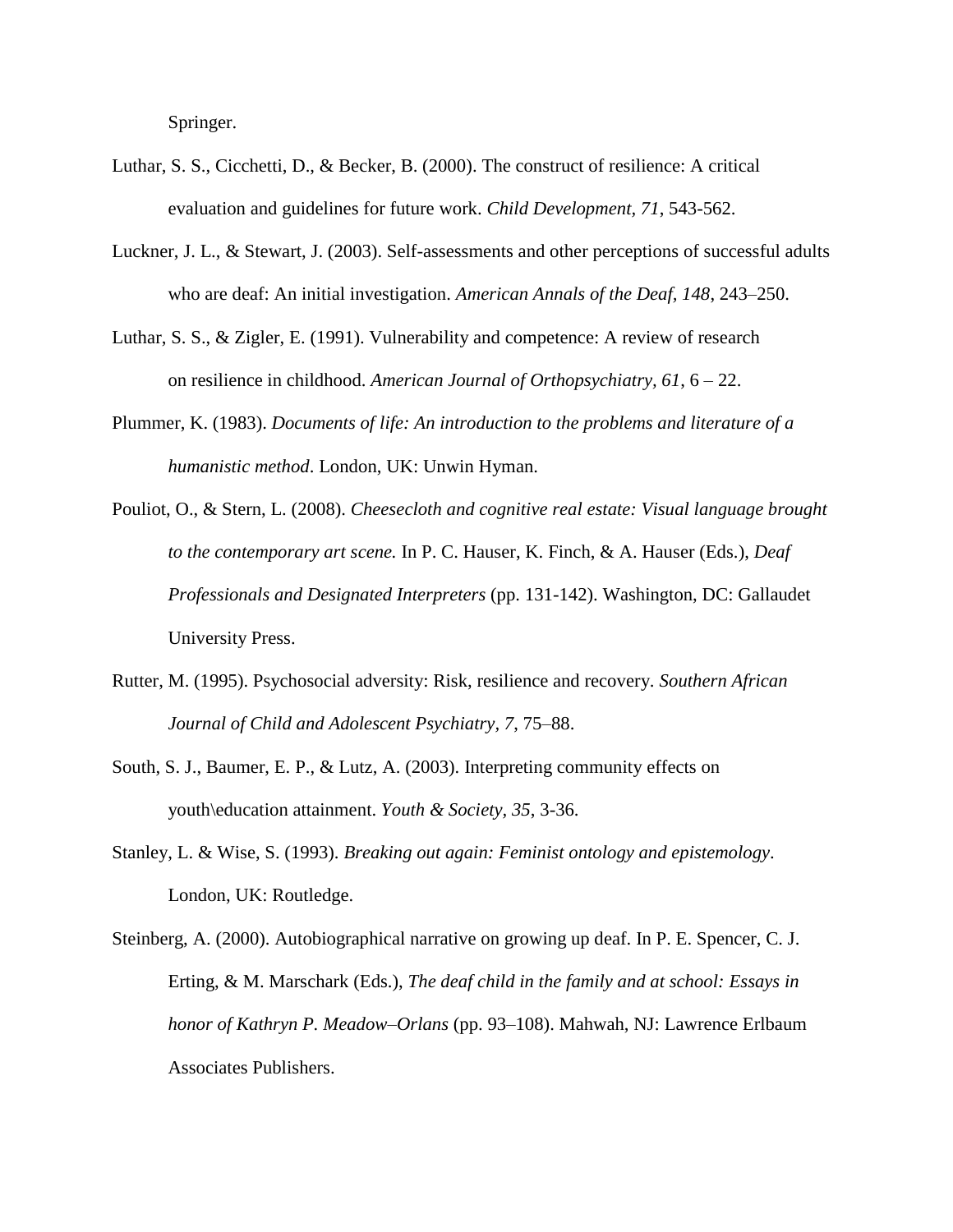Springer.

Luthar, S. S., Cicchetti, D., & Becker, B. (2000). The construct of resilience: A critical evaluation and guidelines for future work. *Child Development, 71*, 543-562.

Luckner, J. L., & Stewart, J. (2003). Self-assessments and other perceptions of successful adults who are deaf: An initial investigation. *American Annals of the Deaf, 148*, 243–250.

Luthar, S. S., & Zigler, E. (1991). Vulnerability and competence: A review of research on resilience in childhood. *American Journal of Orthopsychiatry, 61*, 6 – 22.

Plummer, K. (1983). *Documents of life: An introduction to the problems and literature of a humanistic method*. London, UK: Unwin Hyman.

Pouliot, O., & Stern, L. (2008). *Cheesecloth and cognitive real estate: Visual language brought to the contemporary art scene.* In P. C. Hauser, K. Finch, & A. Hauser (Eds.), *Deaf Professionals and Designated Interpreters* (pp. 131-142). Washington, DC: Gallaudet University Press.

Rutter, M. (1995). Psychosocial adversity: Risk, resilience and recovery. *Southern African Journal of Child and Adolescent Psychiatry, 7*, 75–88.

South, S. J., Baumer, E. P., & Lutz, A. (2003). Interpreting community effects on youth\education attainment. *Youth & Society, 35*, 3-36.

Stanley, L. & Wise, S. (1993). *Breaking out again: Feminist ontology and epistemology*. London, UK: Routledge.

Steinberg, A. (2000). Autobiographical narrative on growing up deaf. In P. E. Spencer, C. J. Erting, & M. Marschark (Eds.), *The deaf child in the family and at school: Essays in honor of Kathryn P. Meadow–Orlans* (pp. 93–108). Mahwah, NJ: Lawrence Erlbaum Associates Publishers.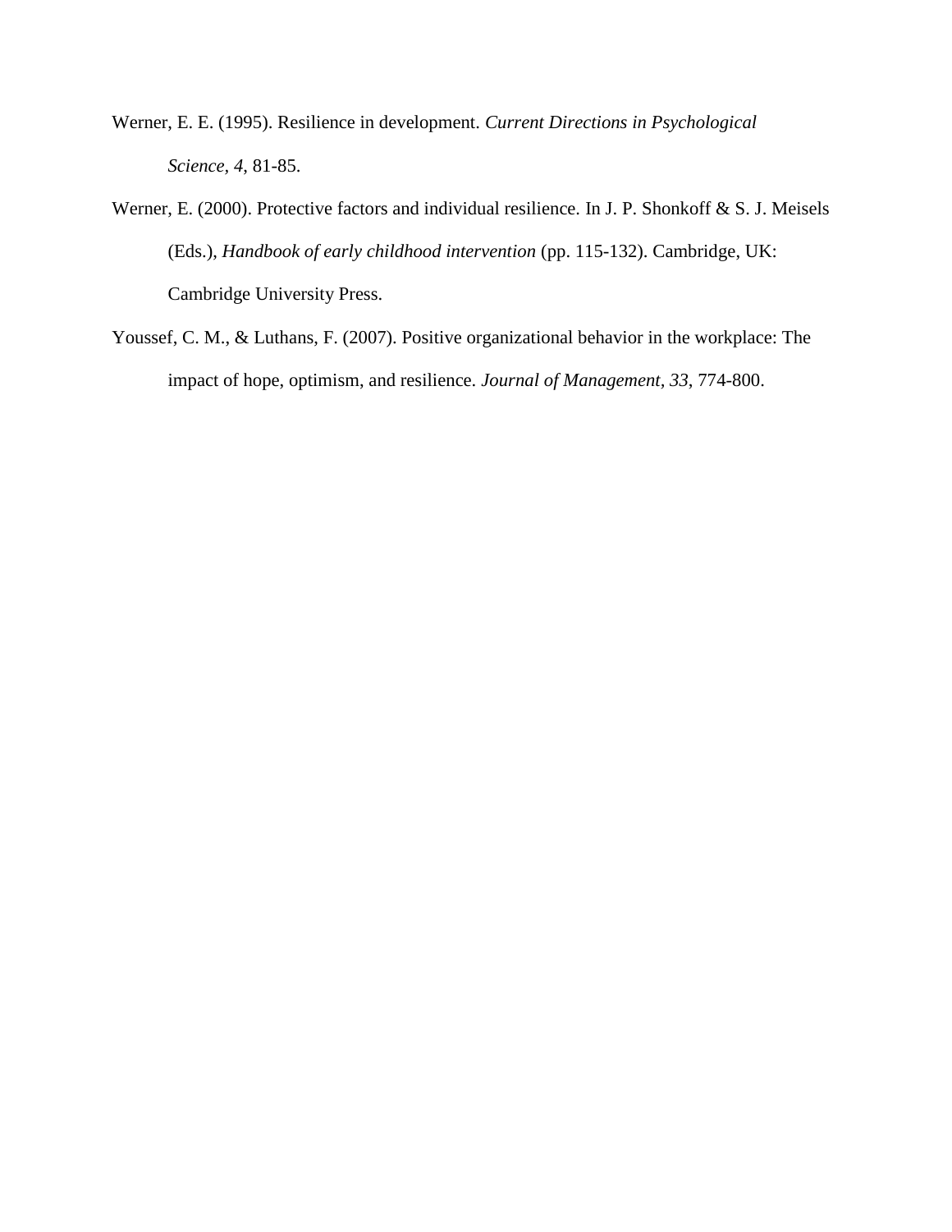Werner, E. E. (1995). Resilience in development. *Current Directions in Psychological Science, 4*, 81-85.

Werner, E. (2000). Protective factors and individual resilience. In J. P. Shonkoff & S. J. Meisels (Eds.), *Handbook of early childhood intervention* (pp. 115-132). Cambridge, UK: Cambridge University Press.

Youssef, C. M., & Luthans, F. (2007). Positive organizational behavior in the workplace: The impact of hope, optimism, and resilience. *Journal of Management, 33*, 774-800.